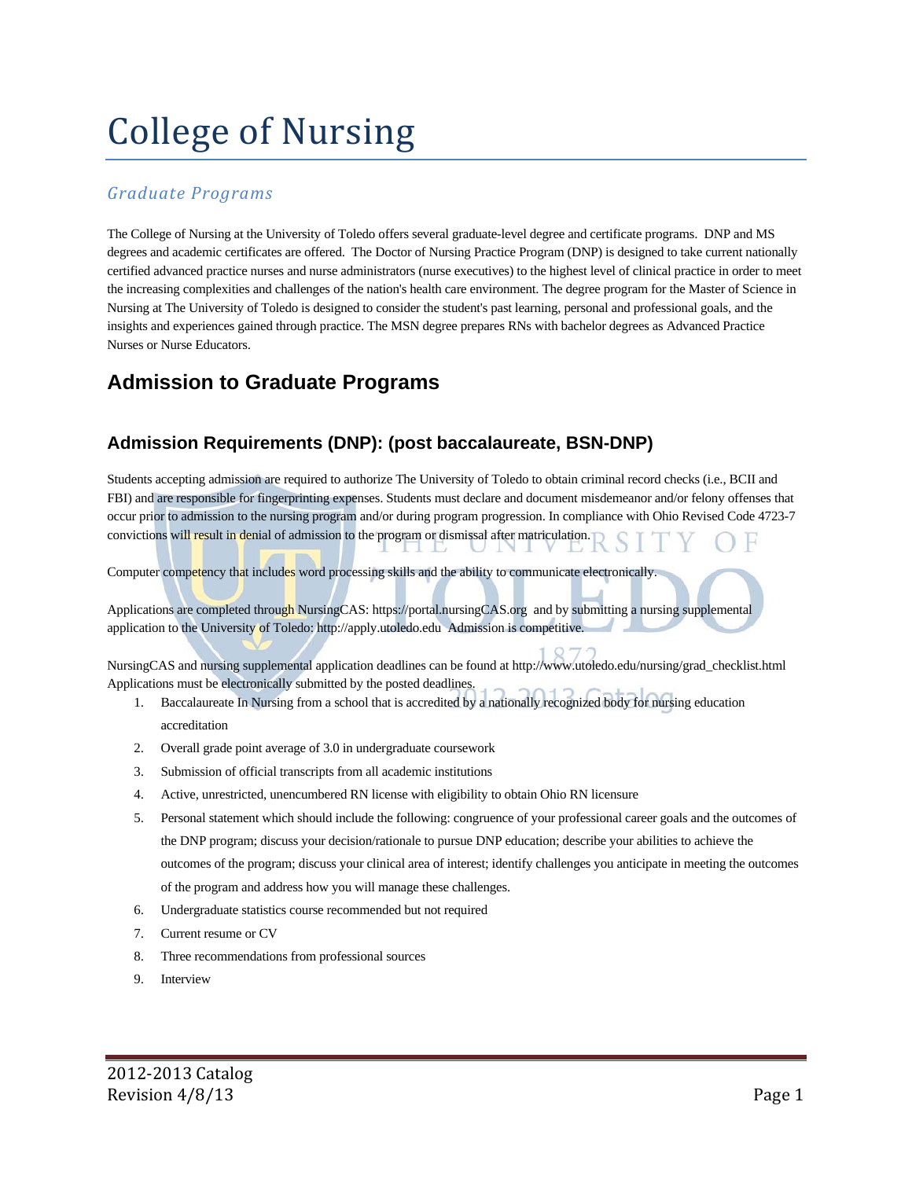# College of Nursing

### *Graduate Programs*

The College of Nursing at the University of Toledo offers several graduate-level degree and certificate programs. DNP and MS degrees and academic certificates are offered. The Doctor of Nursing Practice Program (DNP) is designed to take current nationally certified advanced practice nurses and nurse administrators (nurse executives) to the highest level of clinical practice in order to meet the increasing complexities and challenges of the nation's health care environment. The degree program for the Master of Science in Nursing at The University of Toledo is designed to consider the student's past learning, personal and professional goals, and the insights and experiences gained through practice. The MSN degree prepares RNs with bachelor degrees as Advanced Practice Nurses or Nurse Educators.

## Admission to Graduate Programs

### Admission Requirements (DNP): (post baccalaureate, BSN-DNP)

Students accepting admission are required to authorize The University of Toledo to obtain criminal record checks (i.e., BCII and FBI) and are responsible for fingerprinting expenses. Students must declare and document misdemeanor and/or felony offenses that occur prior to admission to the nursing program and/or during program progression. In compliance with Ohio Revised Code 4723-7 convictions will result in denial of admission to the program or dismissal after matriculation.

Computer competency that includes word processing skills and the ability to communicate electronically.

Applications are completed through NursingCAS: https://portal.nursingCAS.org and by submitting a nursing supplemental application to the University of Toledo: http://apply.utoledo.edu Admission is competitive.

NursingCAS and nursing supplemental application deadlines can be found at http://www.utoledo.edu/nursing/grad_checklist.html Applications must be electronically submitted by the posted deadlines.

1. Baccalaureate In Nursing from a school that is accredited by a nationally recognized body for nursing education accreditation
2. Overall grade point average of 3.0 in undergraduate coursework
3. Submission of official transcripts from all academic institutions
4. Active, unrestricted, unencumbered RN license with eligibility to obtain Ohio RN licensure
5. Personal statement which should include the following: congruence of your professional career goals and the outcomes of the DNP program; discuss your decision/rationale to pursue DNP education; describe your abilities to achieve the outcomes of the program; discuss your clinical area of interest; identify challenges you anticipate in meeting the outcomes of the program and address how you will manage these challenges.
6. Undergraduate statistics course recommended but not required
7. Current resume or CV
8. Three recommendations from professional sources
9. Interview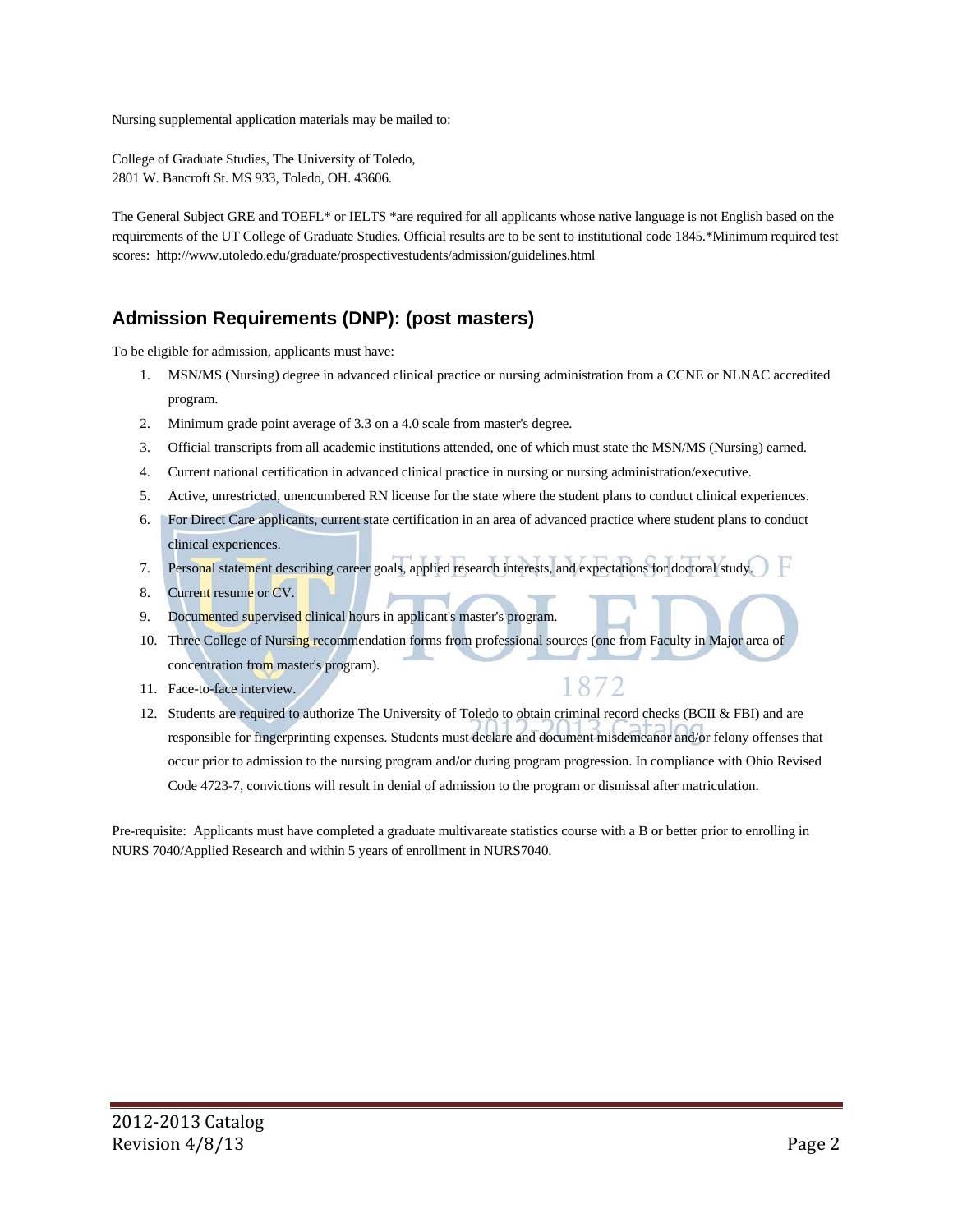Nursing supplemental application materials may be mailed to:

College of Graduate Studies, The University of Toledo,
2801 W. Bancroft St. MS 933, Toledo, OH. 43606.

The General Subject GRE and TOEFL* or IELTS *are required for all applicants whose native language is not English based on the requirements of the UT College of Graduate Studies. Official results are to be sent to institutional code 1845.*Minimum required test scores: http://www.utoledo.edu/graduate/prospectivestudents/admission/guidelines.html

## Admission Requirements (DNP): (post masters)

To be eligible for admission, applicants must have:

1. MSN/MS (Nursing) degree in advanced clinical practice or nursing administration from a CCNE or NLNAC accredited program.
2. Minimum grade point average of 3.3 on a 4.0 scale from master's degree.
3. Official transcripts from all academic institutions attended, one of which must state the MSN/MS (Nursing) earned.
4. Current national certification in advanced clinical practice in nursing or nursing administration/executive.
5. Active, unrestricted, unencumbered RN license for the state where the student plans to conduct clinical experiences.
6. For Direct Care applicants, current state certification in an area of advanced practice where student plans to conduct clinical experiences.
7. Personal statement describing career goals, applied research interests, and expectations for doctoral study.
8. Current resume or CV.
9. Documented supervised clinical hours in applicant's master's program.
10. Three College of Nursing recommendation forms from professional sources (one from Faculty in Major area of concentration from master's program).
11. Face-to-face interview.
12. Students are required to authorize The University of Toledo to obtain criminal record checks (BCII & FBI) and are responsible for fingerprinting expenses. Students must declare and document misdemeanor and/or felony offenses that occur prior to admission to the nursing program and/or during program progression. In compliance with Ohio Revised Code 4723-7, convictions will result in denial of admission to the program or dismissal after matriculation.

Pre-requisite: Applicants must have completed a graduate multivareate statistics course with a B or better prior to enrolling in NURS 7040/Applied Research and within 5 years of enrollment in NURS7040.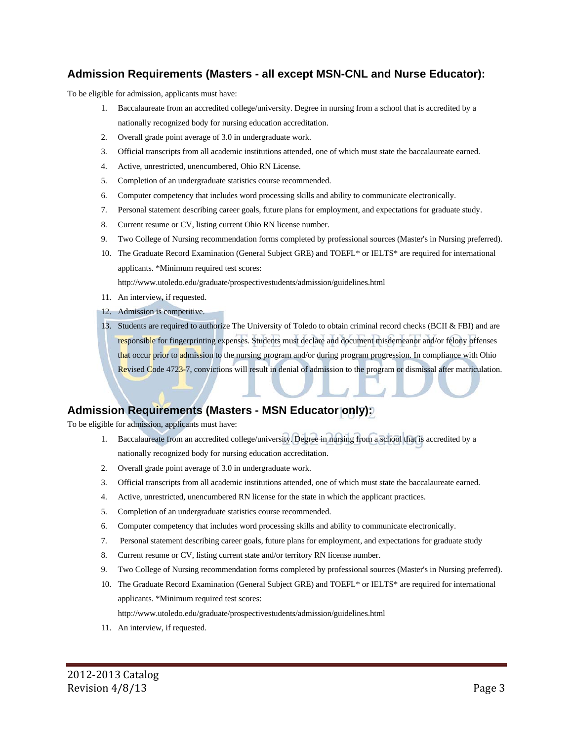## Admission Requirements (Masters - all except MSN-CNL and Nurse Educator):

To be eligible for admission, applicants must have:

1. Baccalaureate from an accredited college/university. Degree in nursing from a school that is accredited by a nationally recognized body for nursing education accreditation.
2. Overall grade point average of 3.0 in undergraduate work.
3. Official transcripts from all academic institutions attended, one of which must state the baccalaureate earned.
4. Active, unrestricted, unencumbered, Ohio RN License.
5. Completion of an undergraduate statistics course recommended.
6. Computer competency that includes word processing skills and ability to communicate electronically.
7. Personal statement describing career goals, future plans for employment, and expectations for graduate study.
8. Current resume or CV, listing current Ohio RN license number.
9. Two College of Nursing recommendation forms completed by professional sources (Master's in Nursing preferred).
10. The Graduate Record Examination (General Subject GRE) and TOEFL* or IELTS* are required for international applicants. *Minimum required test scores: http://www.utoledo.edu/graduate/prospectivestudents/admission/guidelines.html
11. An interview, if requested.
12. Admission is competitive.
13. Students are required to authorize The University of Toledo to obtain criminal record checks (BCII & FBI) and are responsible for fingerprinting expenses. Students must declare and document misdemeanor and/or felony offenses that occur prior to admission to the nursing program and/or during program progression. In compliance with Ohio Revised Code 4723-7, convictions will result in denial of admission to the program or dismissal after matriculation.

## Admission Requirements (Masters - MSN Educator only):

To be eligible for admission, applicants must have:

1. Baccalaureate from an accredited college/university. Degree in nursing from a school that is accredited by a nationally recognized body for nursing education accreditation.
2. Overall grade point average of 3.0 in undergraduate work.
3. Official transcripts from all academic institutions attended, one of which must state the baccalaureate earned.
4. Active, unrestricted, unencumbered RN license for the state in which the applicant practices.
5. Completion of an undergraduate statistics course recommended.
6. Computer competency that includes word processing skills and ability to communicate electronically.
7. Personal statement describing career goals, future plans for employment, and expectations for graduate study
8. Current resume or CV, listing current state and/or territory RN license number.
9. Two College of Nursing recommendation forms completed by professional sources (Master's in Nursing preferred).
10. The Graduate Record Examination (General Subject GRE) and TOEFL* or IELTS* are required for international applicants. *Minimum required test scores: http://www.utoledo.edu/graduate/prospectivestudents/admission/guidelines.html
11. An interview, if requested.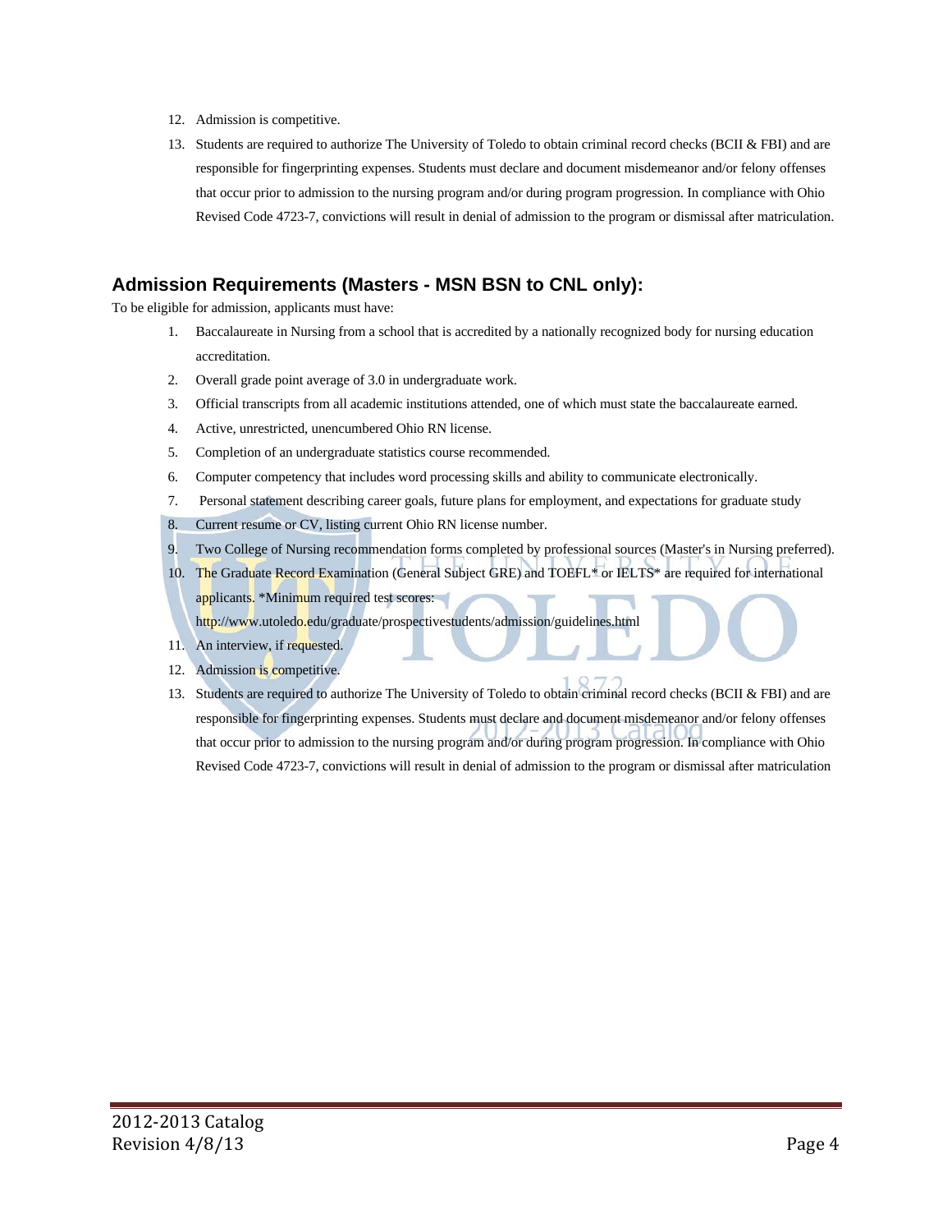12. Admission is competitive.
13. Students are required to authorize The University of Toledo to obtain criminal record checks (BCII & FBI) and are responsible for fingerprinting expenses. Students must declare and document misdemeanor and/or felony offenses that occur prior to admission to the nursing program and/or during program progression. In compliance with Ohio Revised Code 4723-7, convictions will result in denial of admission to the program or dismissal after matriculation.

## Admission Requirements (Masters - MSN BSN to CNL only):

To be eligible for admission, applicants must have:

1. Baccalaureate in Nursing from a school that is accredited by a nationally recognized body for nursing education accreditation.
2. Overall grade point average of 3.0 in undergraduate work.
3. Official transcripts from all academic institutions attended, one of which must state the baccalaureate earned.
4. Active, unrestricted, unencumbered Ohio RN license.
5. Completion of an undergraduate statistics course recommended.
6. Computer competency that includes word processing skills and ability to communicate electronically.
7. Personal statement describing career goals, future plans for employment, and expectations for graduate study
8. Current resume or CV, listing current Ohio RN license number.
9. Two College of Nursing recommendation forms completed by professional sources (Master's in Nursing preferred).
10. The Graduate Record Examination (General Subject GRE) and TOEFL* or IELTS* are required for international applicants. *Minimum required test scores: http://www.utoledo.edu/graduate/prospectivestudents/admission/guidelines.html
11. An interview, if requested.
12. Admission is competitive.
13. Students are required to authorize The University of Toledo to obtain criminal record checks (BCII & FBI) and are responsible for fingerprinting expenses. Students must declare and document misdemeanor and/or felony offenses that occur prior to admission to the nursing program and/or during program progression. In compliance with Ohio Revised Code 4723-7, convictions will result in denial of admission to the program or dismissal after matriculation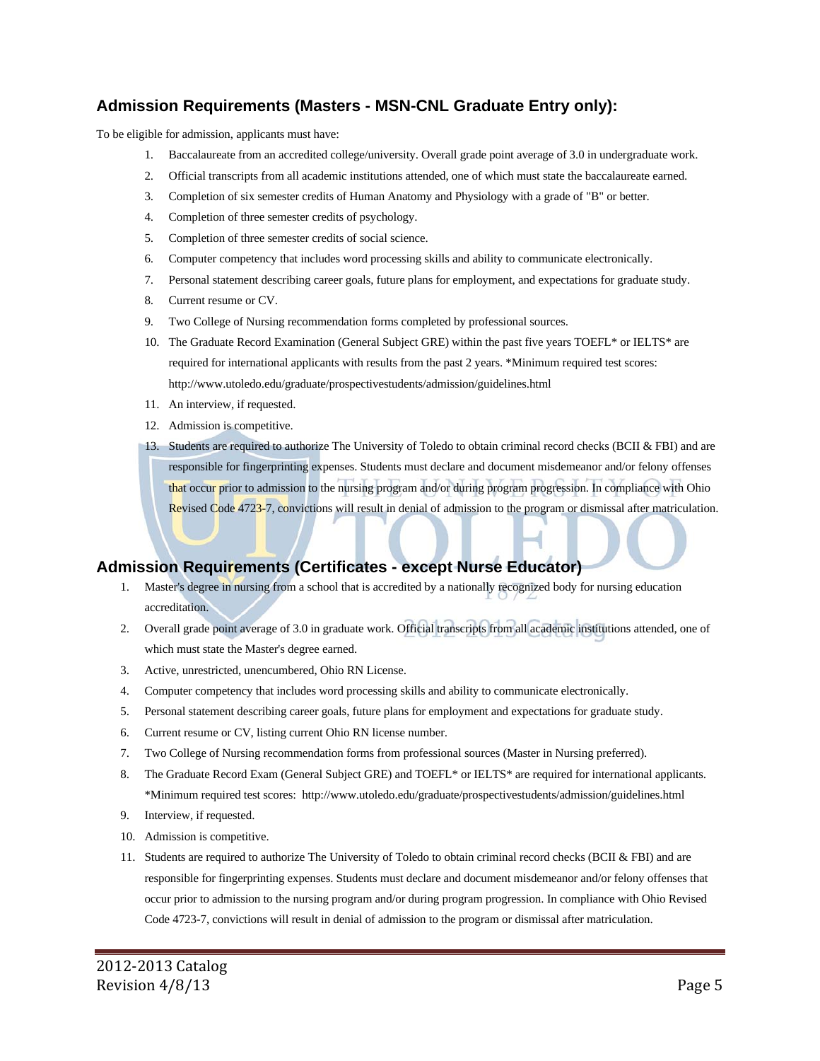## Admission Requirements (Masters - MSN-CNL Graduate Entry only):

To be eligible for admission, applicants must have:

1. Baccalaureate from an accredited college/university. Overall grade point average of 3.0 in undergraduate work.
2. Official transcripts from all academic institutions attended, one of which must state the baccalaureate earned.
3. Completion of six semester credits of Human Anatomy and Physiology with a grade of "B" or better.
4. Completion of three semester credits of psychology.
5. Completion of three semester credits of social science.
6. Computer competency that includes word processing skills and ability to communicate electronically.
7. Personal statement describing career goals, future plans for employment, and expectations for graduate study.
8. Current resume or CV.
9. Two College of Nursing recommendation forms completed by professional sources.
10. The Graduate Record Examination (General Subject GRE) within the past five years TOEFL* or IELTS* are required for international applicants with results from the past 2 years. *Minimum required test scores: http://www.utoledo.edu/graduate/prospectivestudents/admission/guidelines.html
11. An interview, if requested.
12. Admission is competitive.
13. Students are required to authorize The University of Toledo to obtain criminal record checks (BCII & FBI) and are responsible for fingerprinting expenses. Students must declare and document misdemeanor and/or felony offenses that occur prior to admission to the nursing program and/or during program progression. In compliance with Ohio Revised Code 4723-7, convictions will result in denial of admission to the program or dismissal after matriculation.

## Admission Requirements (Certificates - except Nurse Educator)

1. Master's degree in nursing from a school that is accredited by a nationally recognized body for nursing education accreditation.
2. Overall grade point average of 3.0 in graduate work. Official transcripts from all academic institutions attended, one of which must state the Master's degree earned.
3. Active, unrestricted, unencumbered, Ohio RN License.
4. Computer competency that includes word processing skills and ability to communicate electronically.
5. Personal statement describing career goals, future plans for employment and expectations for graduate study.
6. Current resume or CV, listing current Ohio RN license number.
7. Two College of Nursing recommendation forms from professional sources (Master in Nursing preferred).
8. The Graduate Record Exam (General Subject GRE) and TOEFL* or IELTS* are required for international applicants. *Minimum required test scores: http://www.utoledo.edu/graduate/prospectivestudents/admission/guidelines.html
9. Interview, if requested.
10. Admission is competitive.
11. Students are required to authorize The University of Toledo to obtain criminal record checks (BCII & FBI) and are responsible for fingerprinting expenses. Students must declare and document misdemeanor and/or felony offenses that occur prior to admission to the nursing program and/or during program progression. In compliance with Ohio Revised Code 4723-7, convictions will result in denial of admission to the program or dismissal after matriculation.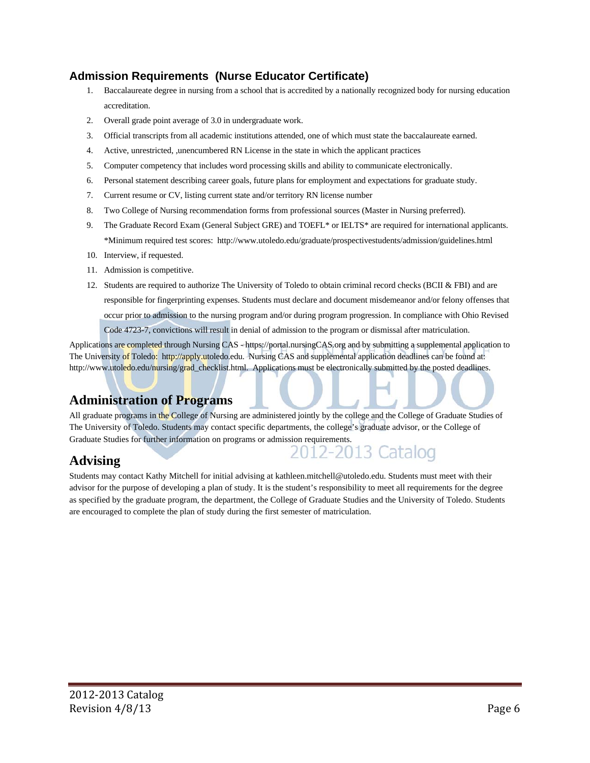## Admission Requirements (Nurse Educator Certificate)

1. Baccalaureate degree in nursing from a school that is accredited by a nationally recognized body for nursing education accreditation.
2. Overall grade point average of 3.0 in undergraduate work.
3. Official transcripts from all academic institutions attended, one of which must state the baccalaureate earned.
4. Active, unrestricted, ,unencumbered RN License in the state in which the applicant practices
5. Computer competency that includes word processing skills and ability to communicate electronically.
6. Personal statement describing career goals, future plans for employment and expectations for graduate study.
7. Current resume or CV, listing current state and/or territory RN license number
8. Two College of Nursing recommendation forms from professional sources (Master in Nursing preferred).
9. The Graduate Record Exam (General Subject GRE) and TOEFL* or IELTS* are required for international applicants. *Minimum required test scores: http://www.utoledo.edu/graduate/prospectivestudents/admission/guidelines.html
10. Interview, if requested.
11. Admission is competitive.
12. Students are required to authorize The University of Toledo to obtain criminal record checks (BCII & FBI) and are responsible for fingerprinting expenses. Students must declare and document misdemeanor and/or felony offenses that occur prior to admission to the nursing program and/or during program progression. In compliance with Ohio Revised Code 4723-7, convictions will result in denial of admission to the program or dismissal after matriculation.

Applications are completed through Nursing CAS - https://portal.nursingCAS.org and by submitting a supplemental application to The University of Toledo: http://apply.utoledo.edu. Nursing CAS and supplemental application deadlines can be found at: http://www.utoledo.edu/nursing/grad_checklist.html. Applications must be electronically submitted by the posted deadlines.

# Administration of Programs

All graduate programs in the College of Nursing are administered jointly by the college and the College of Graduate Studies of The University of Toledo. Students may contact specific departments, the college's graduate advisor, or the College of Graduate Studies for further information on programs or admission requirements.

# Advising

Students may contact Kathy Mitchell for initial advising at kathleen.mitchell@utoledo.edu. Students must meet with their advisor for the purpose of developing a plan of study. It is the student's responsibility to meet all requirements for the degree as specified by the graduate program, the department, the College of Graduate Studies and the University of Toledo. Students are encouraged to complete the plan of study during the first semester of matriculation.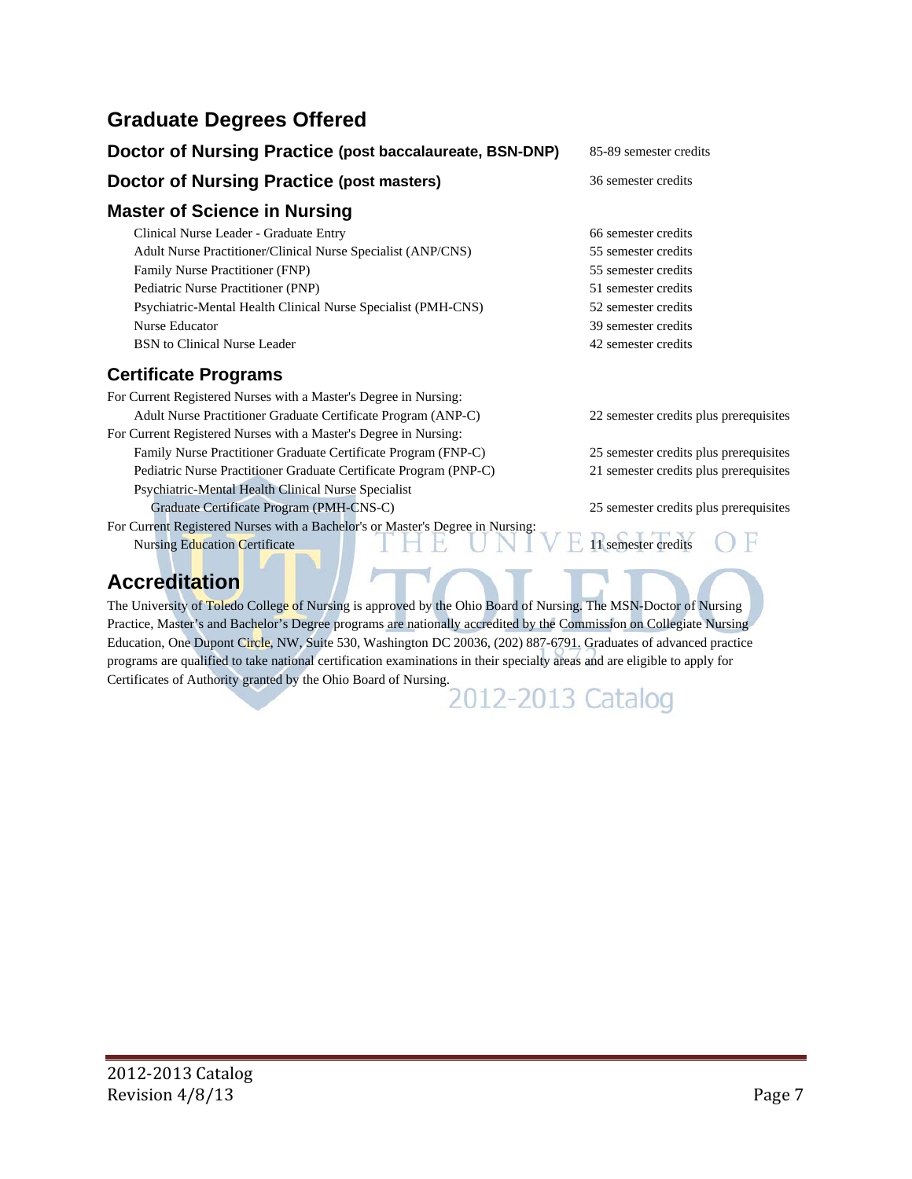## Graduate Degrees Offered

### Doctor of Nursing Practice (post baccalaureate, BSN-DNP) — 85-89 semester credits

### Doctor of Nursing Practice (post masters) — 36 semester credits

### Master of Science in Nursing

| Program | Credits |
|---|---|
| Clinical Nurse Leader - Graduate Entry | 66 semester credits |
| Adult Nurse Practitioner/Clinical Nurse Specialist (ANP/CNS) | 55 semester credits |
| Family Nurse Practitioner (FNP) | 55 semester credits |
| Pediatric Nurse Practitioner (PNP) | 51 semester credits |
| Psychiatric-Mental Health Clinical Nurse Specialist (PMH-CNS) | 52 semester credits |
| Nurse Educator | 39 semester credits |
| BSN to Clinical Nurse Leader | 42 semester credits |

### Certificate Programs

For Current Registered Nurses with a Master's Degree in Nursing:

| Program | Credits |
|---|---|
| Adult Nurse Practitioner Graduate Certificate Program (ANP-C) | 22 semester credits plus prerequisites |

For Current Registered Nurses with a Master's Degree in Nursing:

| Program | Credits |
|---|---|
| Family Nurse Practitioner Graduate Certificate Program (FNP-C) | 25 semester credits plus prerequisites |
| Pediatric Nurse Practitioner Graduate Certificate Program (PNP-C) | 21 semester credits plus prerequisites |
| Psychiatric-Mental Health Clinical Nurse Specialist Graduate Certificate Program (PMH-CNS-C) | 25 semester credits plus prerequisites |

For Current Registered Nurses with a Bachelor's or Master's Degree in Nursing:

| Program | Credits |
|---|---|
| Nursing Education Certificate | 11 semester credits |

## Accreditation

The University of Toledo College of Nursing is approved by the Ohio Board of Nursing. The MSN-Doctor of Nursing Practice, Master's and Bachelor's Degree programs are nationally accredited by the Commission on Collegiate Nursing Education, One Dupont Circle, NW, Suite 530, Washington DC 20036, (202) 887-6791. Graduates of advanced practice programs are qualified to take national certification examinations in their specialty areas and are eligible to apply for Certificates of Authority granted by the Ohio Board of Nursing.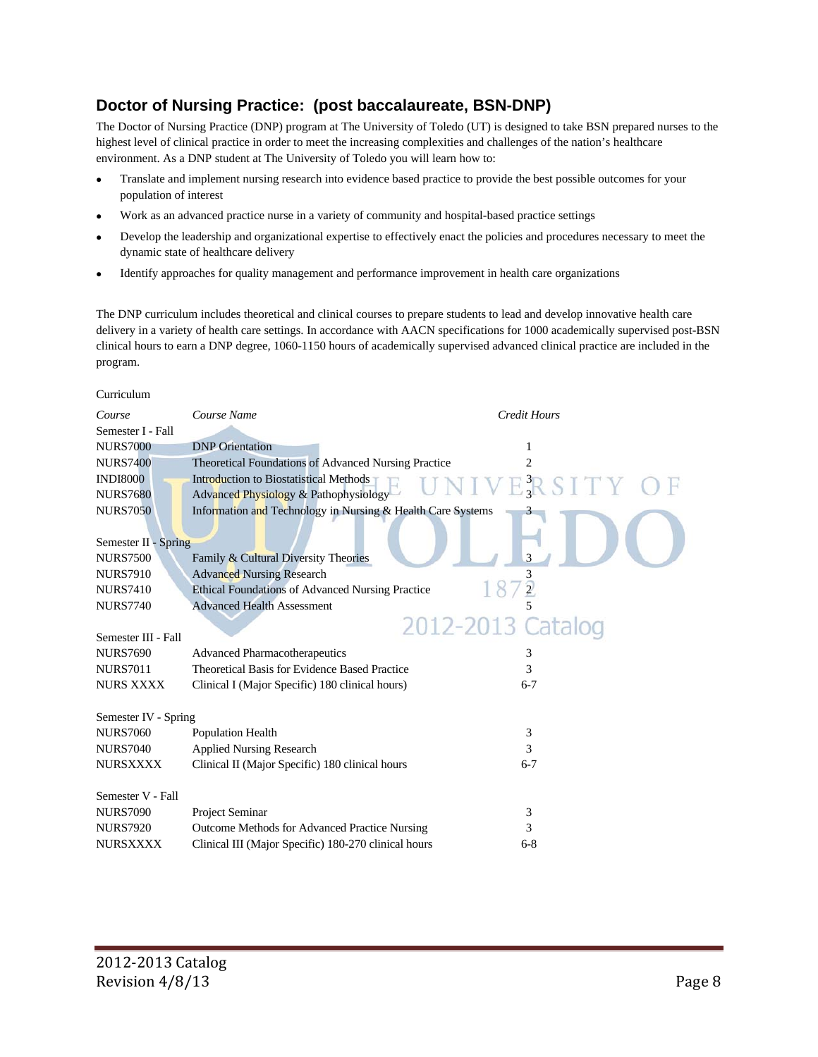## Doctor of Nursing Practice: (post baccalaureate, BSN-DNP)

The Doctor of Nursing Practice (DNP) program at The University of Toledo (UT) is designed to take BSN prepared nurses to the highest level of clinical practice in order to meet the increasing complexities and challenges of the nation's healthcare environment. As a DNP student at The University of Toledo you will learn how to:

- Translate and implement nursing research into evidence based practice to provide the best possible outcomes for your population of interest
- Work as an advanced practice nurse in a variety of community and hospital-based practice settings
- Develop the leadership and organizational expertise to effectively enact the policies and procedures necessary to meet the dynamic state of healthcare delivery
- Identify approaches for quality management and performance improvement in health care organizations

The DNP curriculum includes theoretical and clinical courses to prepare students to lead and develop innovative health care delivery in a variety of health care settings. In accordance with AACN specifications for 1000 academically supervised post-BSN clinical hours to earn a DNP degree, 1060-1150 hours of academically supervised advanced clinical practice are included in the program.

Curriculum

| *Course* | *Course Name* | *Credit Hours* |
|---|---|---|
| Semester I - Fall | | |
| NURS7000 | DNP Orientation | 1 |
| NURS7400 | Theoretical Foundations of Advanced Nursing Practice | 2 |
| INDI8000 | Introduction to Biostatistical Methods | 3 |
| NURS7680 | Advanced Physiology & Pathophysiology | 3 |
| NURS7050 | Information and Technology in Nursing & Health Care Systems | 3 |
| Semester II - Spring | | |
| NURS7500 | Family & Cultural Diversity Theories | 3 |
| NURS7910 | Advanced Nursing Research | 3 |
| NURS7410 | Ethical Foundations of Advanced Nursing Practice | 2 |
| NURS7740 | Advanced Health Assessment | 5 |
| Semester III - Fall | | |
| NURS7690 | Advanced Pharmacotherapeutics | 3 |
| NURS7011 | Theoretical Basis for Evidence Based Practice | 3 |
| NURS XXXX | Clinical I (Major Specific) 180 clinical hours | 6-7 |
| Semester IV - Spring | | |
| NURS7060 | Population Health | 3 |
| NURS7040 | Applied Nursing Research | 3 |
| NURSXXXX | Clinical II (Major Specific) 180 clinical hours | 6-7 |
| Semester V - Fall | | |
| NURS7090 | Project Seminar | 3 |
| NURS7920 | Outcome Methods for Advanced Practice Nursing | 3 |
| NURSXXXX | Clinical III (Major Specific) 180-270 clinical hours | 6-8 |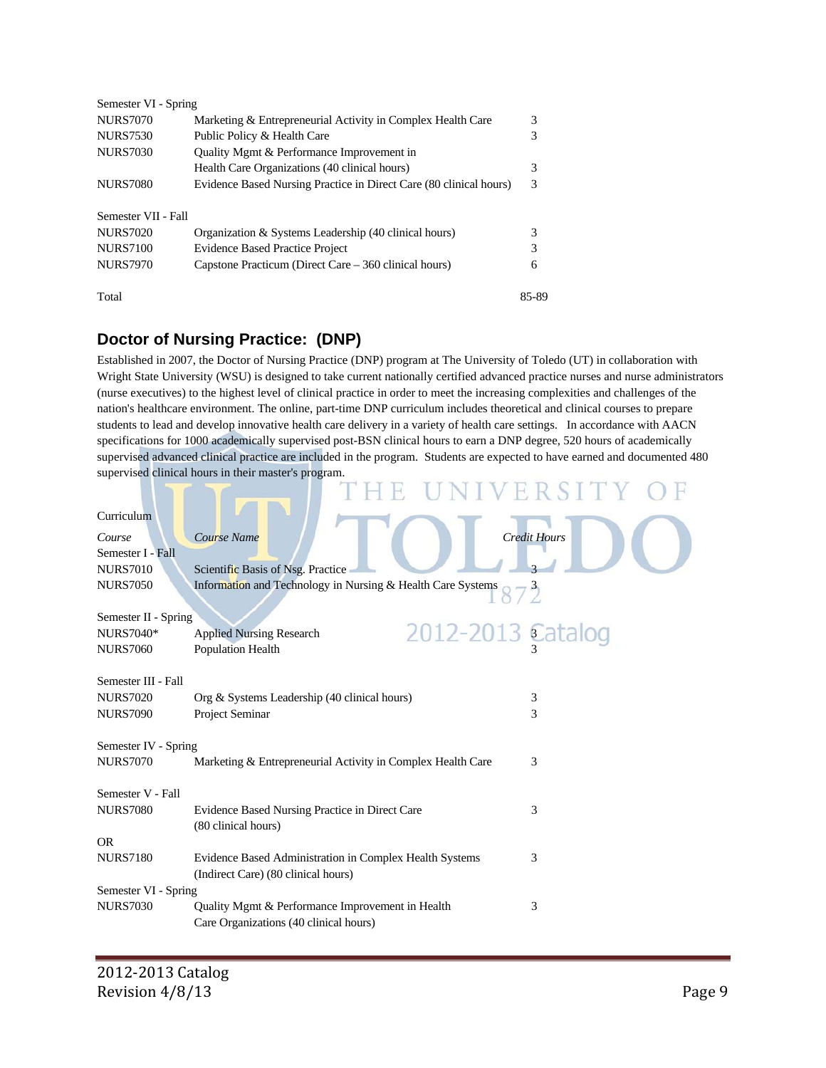| | | |
|---|---|---|
| Semester VI - Spring | | |
| NURS7070 | Marketing & Entrepreneurial Activity in Complex Health Care | 3 |
| NURS7530 | Public Policy & Health Care | 3 |
| NURS7030 | Quality Mgmt & Performance Improvement in Health Care Organizations (40 clinical hours) | 3 |
| NURS7080 | Evidence Based Nursing Practice in Direct Care (80 clinical hours) | 3 |
| Semester VII - Fall | | |
| NURS7020 | Organization & Systems Leadership (40 clinical hours) | 3 |
| NURS7100 | Evidence Based Practice Project | 3 |
| NURS7970 | Capstone Practicum (Direct Care – 360 clinical hours) | 6 |
| Total | | 85-89 |

## Doctor of Nursing Practice: (DNP)

Established in 2007, the Doctor of Nursing Practice (DNP) program at The University of Toledo (UT) in collaboration with Wright State University (WSU) is designed to take current nationally certified advanced practice nurses and nurse administrators (nurse executives) to the highest level of clinical practice in order to meet the increasing complexities and challenges of the nation's healthcare environment. The online, part-time DNP curriculum includes theoretical and clinical courses to prepare students to lead and develop innovative health care delivery in a variety of health care settings. In accordance with AACN specifications for 1000 academically supervised post-BSN clinical hours to earn a DNP degree, 520 hours of academically supervised advanced clinical practice are included in the program. Students are expected to have earned and documented 480 supervised clinical hours in their master's program.

Curriculum

| *Course* | *Course Name* | *Credit Hours* |
|---|---|---|
| Semester I - Fall | | |
| NURS7010 | Scientific Basis of Nsg. Practice | 3 |
| NURS7050 | Information and Technology in Nursing & Health Care Systems | 3 |
| Semester II - Spring | | |
| NURS7040* | Applied Nursing Research | 3 |
| NURS7060 | Population Health | 3 |
| Semester III - Fall | | |
| NURS7020 | Org & Systems Leadership (40 clinical hours) | 3 |
| NURS7090 | Project Seminar | 3 |
| Semester IV - Spring | | |
| NURS7070 | Marketing & Entrepreneurial Activity in Complex Health Care | 3 |
| Semester V - Fall | | |
| NURS7080 | Evidence Based Nursing Practice in Direct Care (80 clinical hours) | 3 |
| OR | | |
| NURS7180 | Evidence Based Administration in Complex Health Systems (Indirect Care) (80 clinical hours) | 3 |
| Semester VI - Spring | | |
| NURS7030 | Quality Mgmt & Performance Improvement in Health Care Organizations (40 clinical hours) | 3 |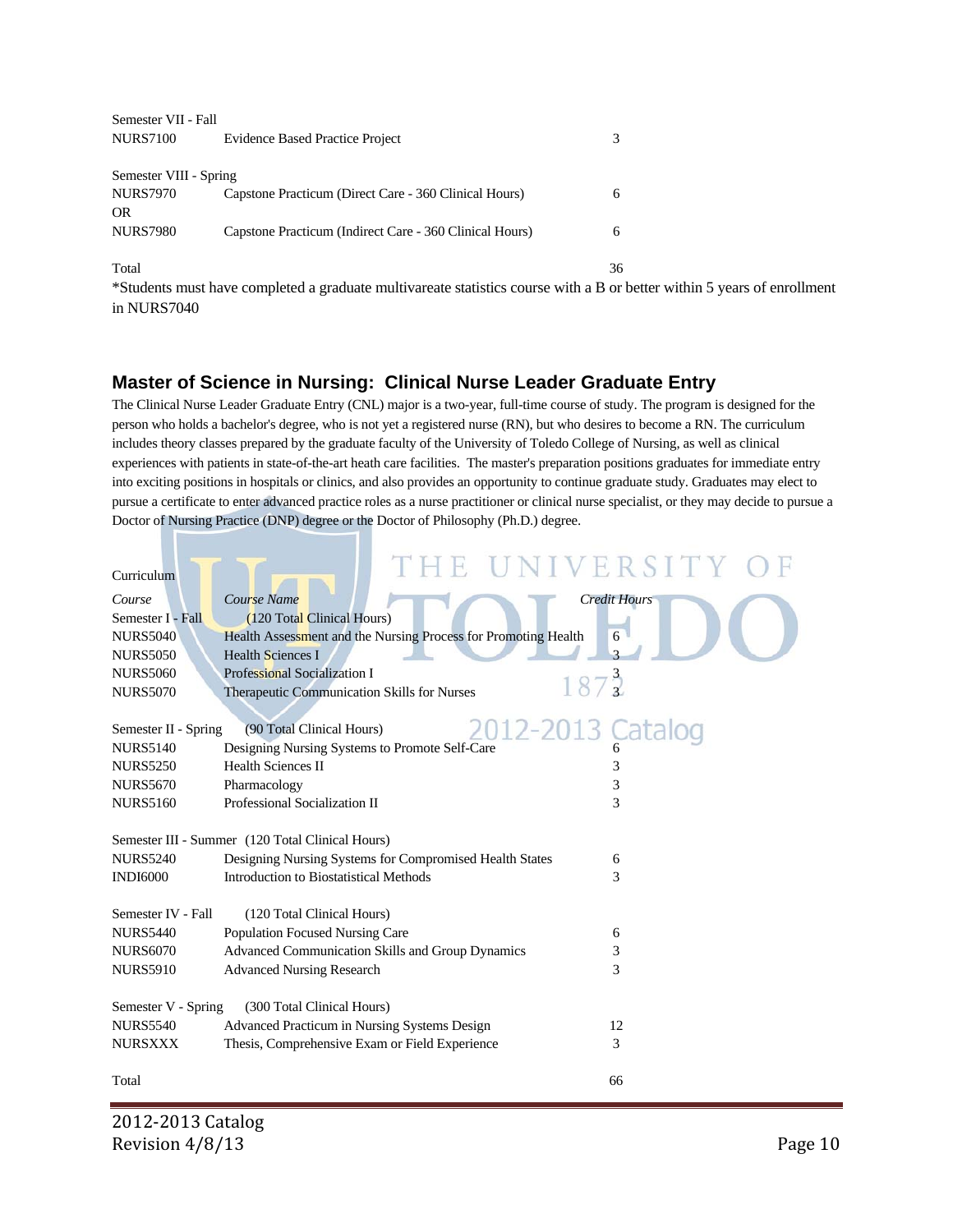| | | |
|---|---|---|
| Semester VII - Fall | | |
| NURS7100 | Evidence Based Practice Project | 3 |
| | | |
| Semester VIII - Spring | | |
| NURS7970 | Capstone Practicum (Direct Care - 360 Clinical Hours) | 6 |
| OR | | |
| NURS7980 | Capstone Practicum (Indirect Care - 360 Clinical Hours) | 6 |
| | | |
| Total | | 36 |

*Students must have completed a graduate multivareate statistics course with a B or better within 5 years of enrollment in NURS7040

## Master of Science in Nursing: Clinical Nurse Leader Graduate Entry

The Clinical Nurse Leader Graduate Entry (CNL) major is a two-year, full-time course of study. The program is designed for the person who holds a bachelor's degree, who is not yet a registered nurse (RN), but who desires to become a RN. The curriculum includes theory classes prepared by the graduate faculty of the University of Toledo College of Nursing, as well as clinical experiences with patients in state-of-the-art heath care facilities. The master's preparation positions graduates for immediate entry into exciting positions in hospitals or clinics, and also provides an opportunity to continue graduate study. Graduates may elect to pursue a certificate to enter advanced practice roles as a nurse practitioner or clinical nurse specialist, or they may decide to pursue a Doctor of Nursing Practice (DNP) degree or the Doctor of Philosophy (Ph.D.) degree.

Curriculum

| *Course* | *Course Name* | *Credit Hours* |
|---|---|---|
| Semester I - Fall | (120 Total Clinical Hours) | |
| NURS5040 | Health Assessment and the Nursing Process for Promoting Health | 6 |
| NURS5050 | Health Sciences I | 3 |
| NURS5060 | Professional Socialization I | 3 |
| NURS5070 | Therapeutic Communication Skills for Nurses | 3 |
| | | |
| Semester II - Spring | (90 Total Clinical Hours) | |
| NURS5140 | Designing Nursing Systems to Promote Self-Care | 6 |
| NURS5250 | Health Sciences II | 3 |
| NURS5670 | Pharmacology | 3 |
| NURS5160 | Professional Socialization II | 3 |
| | | |
| Semester III - Summer | (120 Total Clinical Hours) | |
| NURS5240 | Designing Nursing Systems for Compromised Health States | 6 |
| INDI6000 | Introduction to Biostatistical Methods | 3 |
| | | |
| Semester IV - Fall | (120 Total Clinical Hours) | |
| NURS5440 | Population Focused Nursing Care | 6 |
| NURS6070 | Advanced Communication Skills and Group Dynamics | 3 |
| NURS5910 | Advanced Nursing Research | 3 |
| | | |
| Semester V - Spring | (300 Total Clinical Hours) | |
| NURS5540 | Advanced Practicum in Nursing Systems Design | 12 |
| NURSXXX | Thesis, Comprehensive Exam or Field Experience | 3 |
| | | |
| Total | | 66 |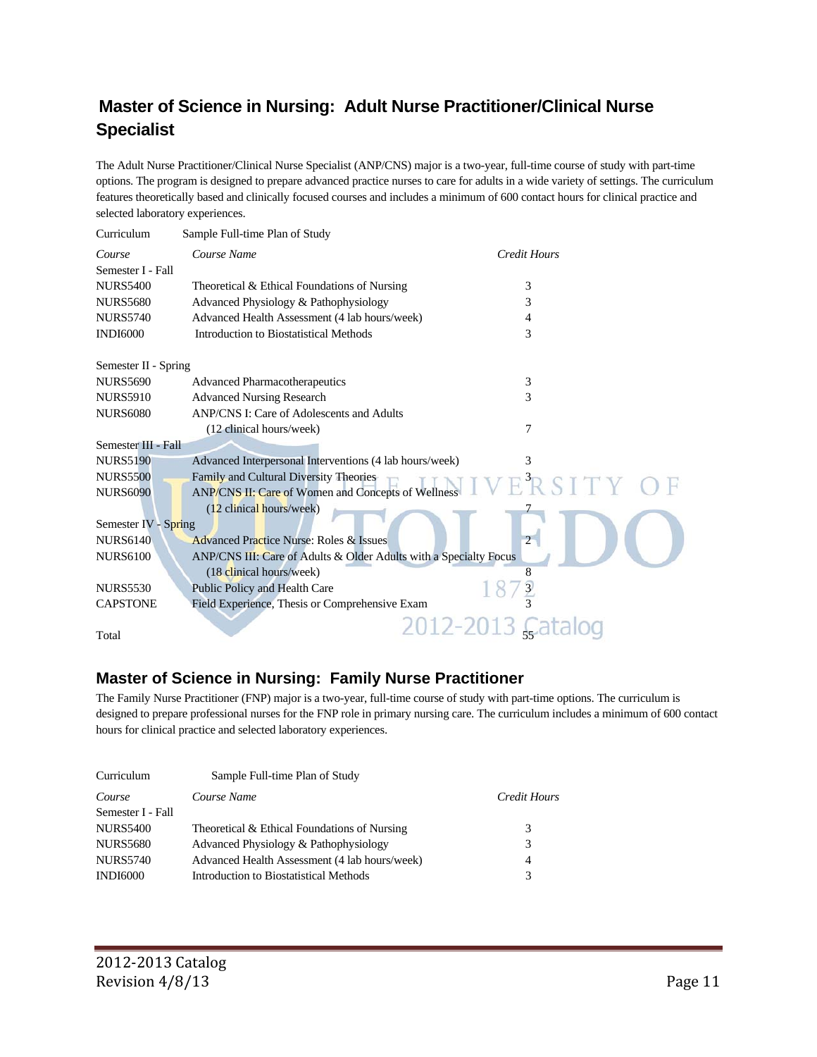## Master of Science in Nursing: Adult Nurse Practitioner/Clinical Nurse Specialist

The Adult Nurse Practitioner/Clinical Nurse Specialist (ANP/CNS) major is a two-year, full-time course of study with part-time options. The program is designed to prepare advanced practice nurses to care for adults in a wide variety of settings. The curriculum features theoretically based and clinically focused courses and includes a minimum of 600 contact hours for clinical practice and selected laboratory experiences.

Curriculum — Sample Full-time Plan of Study

| *Course* | *Course Name* | *Credit Hours* |
|---|---|---|
| Semester I - Fall | | |
| NURS5400 | Theoretical & Ethical Foundations of Nursing | 3 |
| NURS5680 | Advanced Physiology & Pathophysiology | 3 |
| NURS5740 | Advanced Health Assessment (4 lab hours/week) | 4 |
| INDI6000 | Introduction to Biostatistical Methods | 3 |
| Semester II - Spring | | |
| NURS5690 | Advanced Pharmacotherapeutics | 3 |
| NURS5910 | Advanced Nursing Research | 3 |
| NURS6080 | ANP/CNS I: Care of Adolescents and Adults (12 clinical hours/week) | 7 |
| Semester III - Fall | | |
| NURS5190 | Advanced Interpersonal Interventions (4 lab hours/week) | 3 |
| NURS5500 | Family and Cultural Diversity Theories | 3 |
| NURS6090 | ANP/CNS II: Care of Women and Concepts of Wellness (12 clinical hours/week) | 7 |
| Semester IV - Spring | | |
| NURS6140 | Advanced Practice Nurse: Roles & Issues | 2 |
| NURS6100 | ANP/CNS III: Care of Adults & Older Adults with a Specialty Focus (18 clinical hours/week) | 8 |
| NURS5530 | Public Policy and Health Care | 3 |
| CAPSTONE | Field Experience, Thesis or Comprehensive Exam | 3 |
| Total | | 55 |

## Master of Science in Nursing: Family Nurse Practitioner

The Family Nurse Practitioner (FNP) major is a two-year, full-time course of study with part-time options. The curriculum is designed to prepare professional nurses for the FNP role in primary nursing care. The curriculum includes a minimum of 600 contact hours for clinical practice and selected laboratory experiences.

Curriculum — Sample Full-time Plan of Study

| *Course* | *Course Name* | *Credit Hours* |
|---|---|---|
| Semester I - Fall | | |
| NURS5400 | Theoretical & Ethical Foundations of Nursing | 3 |
| NURS5680 | Advanced Physiology & Pathophysiology | 3 |
| NURS5740 | Advanced Health Assessment (4 lab hours/week) | 4 |
| INDI6000 | Introduction to Biostatistical Methods | 3 |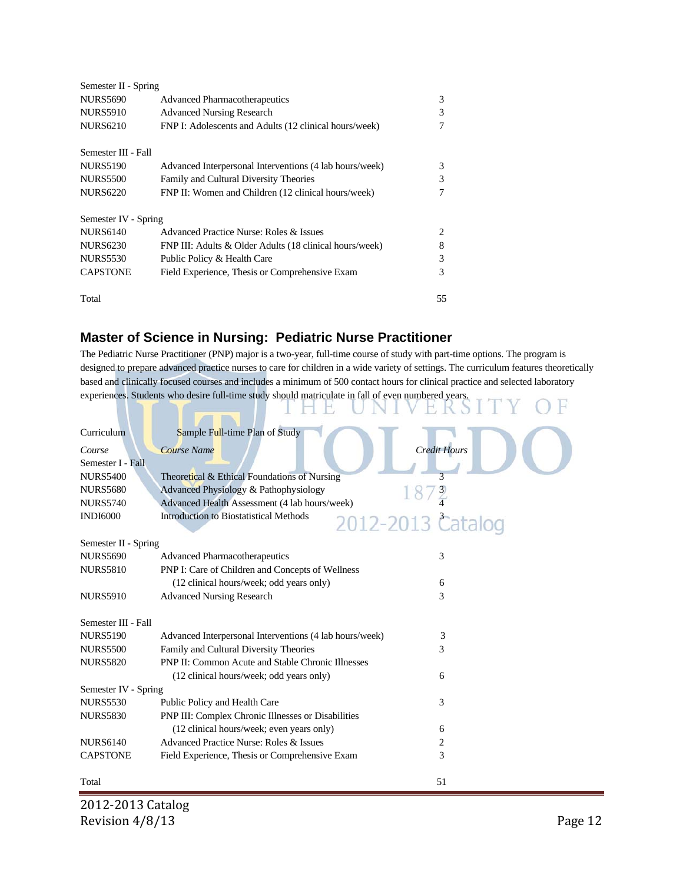| | | |
|---|---|---|
| Semester II - Spring | | |
| NURS5690 | Advanced Pharmacotherapeutics | 3 |
| NURS5910 | Advanced Nursing Research | 3 |
| NURS6210 | FNP I: Adolescents and Adults (12 clinical hours/week) | 7 |
| | | |
| Semester III - Fall | | |
| NURS5190 | Advanced Interpersonal Interventions (4 lab hours/week) | 3 |
| NURS5500 | Family and Cultural Diversity Theories | 3 |
| NURS6220 | FNP II: Women and Children (12 clinical hours/week) | 7 |
| | | |
| Semester IV - Spring | | |
| NURS6140 | Advanced Practice Nurse: Roles & Issues | 2 |
| NURS6230 | FNP III: Adults & Older Adults (18 clinical hours/week) | 8 |
| NURS5530 | Public Policy & Health Care | 3 |
| CAPSTONE | Field Experience, Thesis or Comprehensive Exam | 3 |
| | | |
| Total | | 55 |

## Master of Science in Nursing: Pediatric Nurse Practitioner

The Pediatric Nurse Practitioner (PNP) major is a two-year, full-time course of study with part-time options. The program is designed to prepare advanced practice nurses to care for children in a wide variety of settings. The curriculum features theoretically based and clinically focused courses and includes a minimum of 500 contact hours for clinical practice and selected laboratory experiences. Students who desire full-time study should matriculate in fall of even numbered years.

Curriculum — Sample Full-time Plan of Study

| *Course* | *Course Name* | *Credit Hours* |
|---|---|---|
| Semester I - Fall | | |
| NURS5400 | Theoretical & Ethical Foundations of Nursing | 3 |
| NURS5680 | Advanced Physiology & Pathophysiology | 3 |
| NURS5740 | Advanced Health Assessment (4 lab hours/week) | 4 |
| INDI6000 | Introduction to Biostatistical Methods | 3 |
| | | |
| Semester II - Spring | | |
| NURS5690 | Advanced Pharmacotherapeutics | 3 |
| NURS5810 | PNP I: Care of Children and Concepts of Wellness (12 clinical hours/week; odd years only) | 6 |
| NURS5910 | Advanced Nursing Research | 3 |
| | | |
| Semester III - Fall | | |
| NURS5190 | Advanced Interpersonal Interventions (4 lab hours/week) | 3 |
| NURS5500 | Family and Cultural Diversity Theories | 3 |
| NURS5820 | PNP II: Common Acute and Stable Chronic Illnesses (12 clinical hours/week; odd years only) | 6 |
| Semester IV - Spring | | |
| NURS5530 | Public Policy and Health Care | 3 |
| NURS5830 | PNP III: Complex Chronic Illnesses or Disabilities (12 clinical hours/week; even years only) | 6 |
| NURS6140 | Advanced Practice Nurse: Roles & Issues | 2 |
| CAPSTONE | Field Experience, Thesis or Comprehensive Exam | 3 |
| | | |
| Total | | 51 |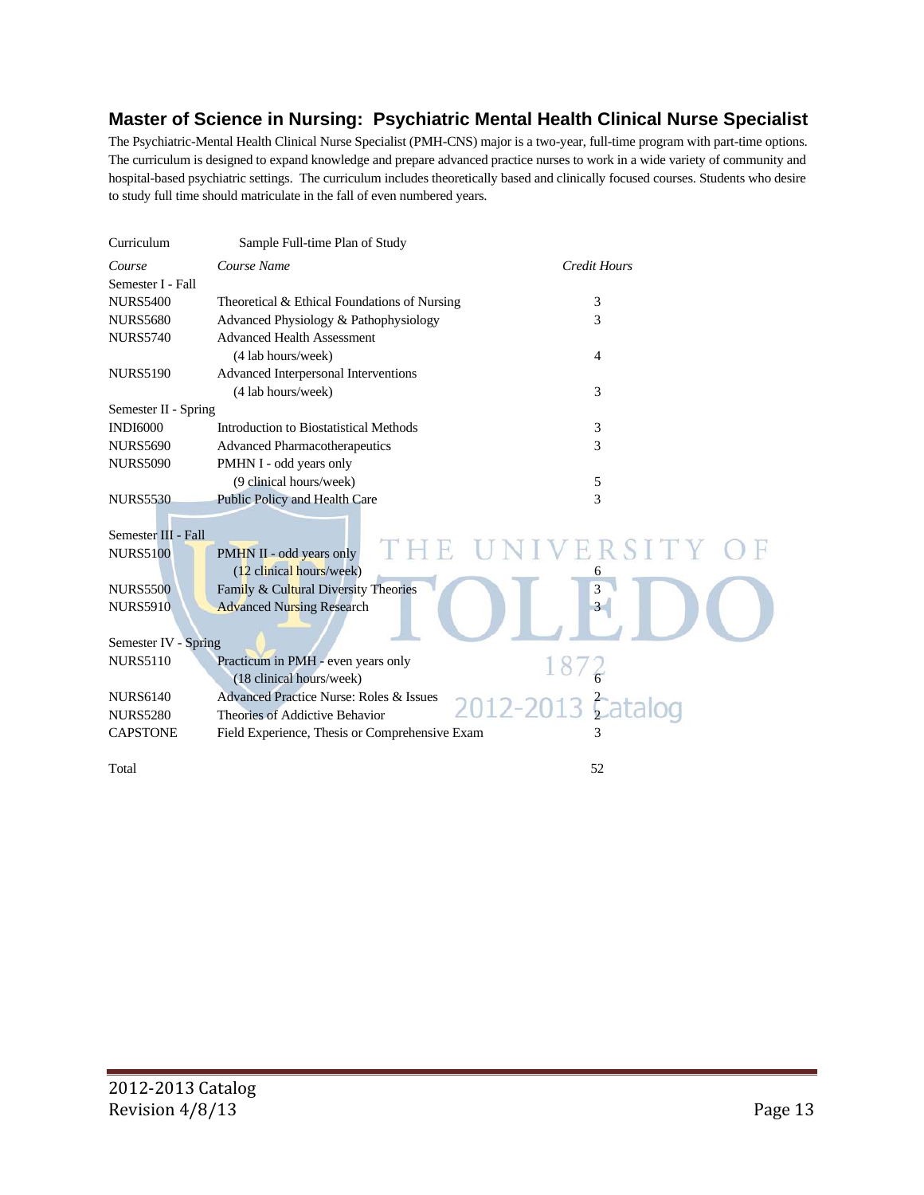## Master of Science in Nursing: Psychiatric Mental Health Clinical Nurse Specialist

The Psychiatric-Mental Health Clinical Nurse Specialist (PMH-CNS) major is a two-year, full-time program with part-time options. The curriculum is designed to expand knowledge and prepare advanced practice nurses to work in a wide variety of community and hospital-based psychiatric settings. The curriculum includes theoretically based and clinically focused courses. Students who desire to study full time should matriculate in the fall of even numbered years.

Curriculum — Sample Full-time Plan of Study

| *Course* | *Course Name* | *Credit Hours* |
|---|---|---|
| Semester I - Fall | | |
| NURS5400 | Theoretical & Ethical Foundations of Nursing | 3 |
| NURS5680 | Advanced Physiology & Pathophysiology | 3 |
| NURS5740 | Advanced Health Assessment (4 lab hours/week) | 4 |
| NURS5190 | Advanced Interpersonal Interventions (4 lab hours/week) | 3 |
| Semester II - Spring | | |
| INDI6000 | Introduction to Biostatistical Methods | 3 |
| NURS5690 | Advanced Pharmacotherapeutics | 3 |
| NURS5090 | PMHN I - odd years only (9 clinical hours/week) | 5 |
| NURS5530 | Public Policy and Health Care | 3 |
| Semester III - Fall | | |
| NURS5100 | PMHN II - odd years only (12 clinical hours/week) | 6 |
| NURS5500 | Family & Cultural Diversity Theories | 3 |
| NURS5910 | Advanced Nursing Research | 3 |
| Semester IV - Spring | | |
| NURS5110 | Practicum in PMH - even years only (18 clinical hours/week) | 6 |
| NURS6140 | Advanced Practice Nurse: Roles & Issues | 2 |
| NURS5280 | Theories of Addictive Behavior | 2 |
| CAPSTONE | Field Experience, Thesis or Comprehensive Exam | 3 |
| Total | | 52 |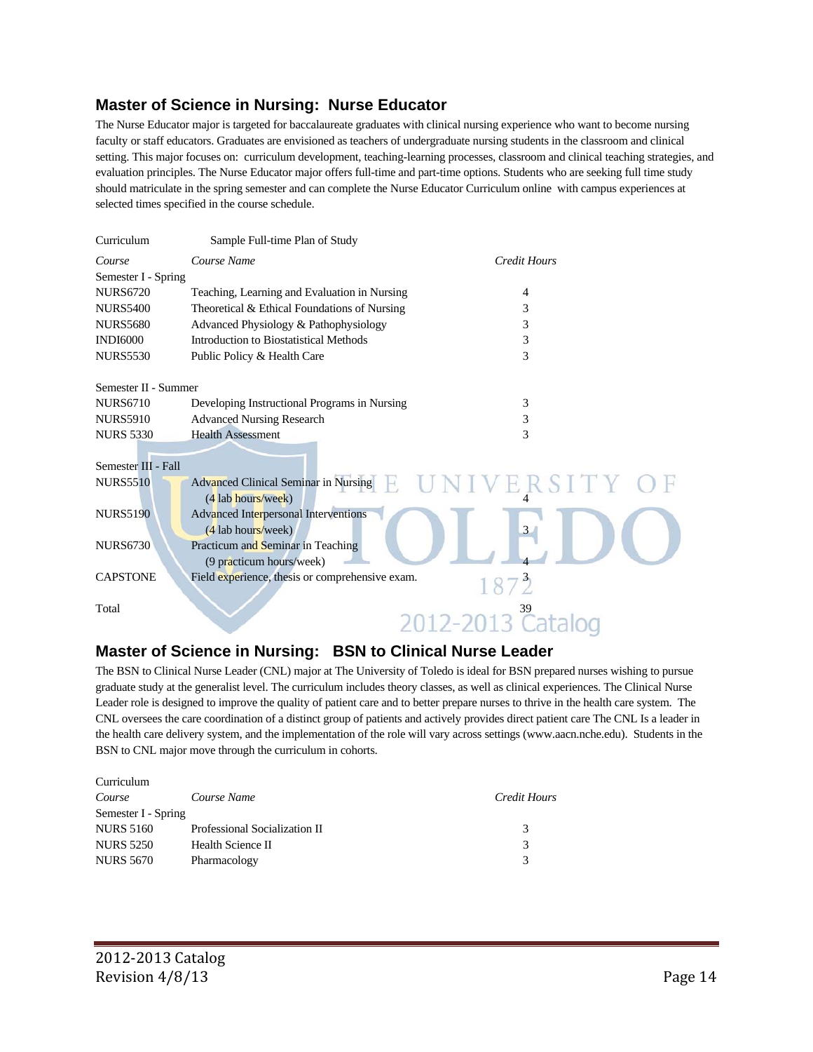## Master of Science in Nursing: Nurse Educator

The Nurse Educator major is targeted for baccalaureate graduates with clinical nursing experience who want to become nursing faculty or staff educators. Graduates are envisioned as teachers of undergraduate nursing students in the classroom and clinical setting. This major focuses on: curriculum development, teaching-learning processes, classroom and clinical teaching strategies, and evaluation principles. The Nurse Educator major offers full-time and part-time options. Students who are seeking full time study should matriculate in the spring semester and can complete the Nurse Educator Curriculum online with campus experiences at selected times specified in the course schedule.

Curriculum — Sample Full-time Plan of Study

| *Course* | *Course Name* | *Credit Hours* |
|---|---|---|
| Semester I - Spring | | |
| NURS6720 | Teaching, Learning and Evaluation in Nursing | 4 |
| NURS5400 | Theoretical & Ethical Foundations of Nursing | 3 |
| NURS5680 | Advanced Physiology & Pathophysiology | 3 |
| INDI6000 | Introduction to Biostatistical Methods | 3 |
| NURS5530 | Public Policy & Health Care | 3 |
| Semester II - Summer | | |
| NURS6710 | Developing Instructional Programs in Nursing | 3 |
| NURS5910 | Advanced Nursing Research | 3 |
| NURS 5330 | Health Assessment | 3 |
| Semester III - Fall | | |
| NURS5510 | Advanced Clinical Seminar in Nursing (4 lab hours/week) | 4 |
| NURS5190 | Advanced Interpersonal Interventions (4 lab hours/week) | 3 |
| NURS6730 | Practicum and Seminar in Teaching (9 practicum hours/week) | 4 |
| CAPSTONE | Field experience, thesis or comprehensive exam. | 3 |
| Total | | 39 |

## Master of Science in Nursing: BSN to Clinical Nurse Leader

The BSN to Clinical Nurse Leader (CNL) major at The University of Toledo is ideal for BSN prepared nurses wishing to pursue graduate study at the generalist level. The curriculum includes theory classes, as well as clinical experiences. The Clinical Nurse Leader role is designed to improve the quality of patient care and to better prepare nurses to thrive in the health care system. The CNL oversees the care coordination of a distinct group of patients and actively provides direct patient care The CNL Is a leader in the health care delivery system, and the implementation of the role will vary across settings (www.aacn.nche.edu). Students in the BSN to CNL major move through the curriculum in cohorts.

Curriculum

| *Course* | *Course Name* | *Credit Hours* |
|---|---|---|
| Semester I - Spring | | |
| NURS 5160 | Professional Socialization II | 3 |
| NURS 5250 | Health Science II | 3 |
| NURS 5670 | Pharmacology | 3 |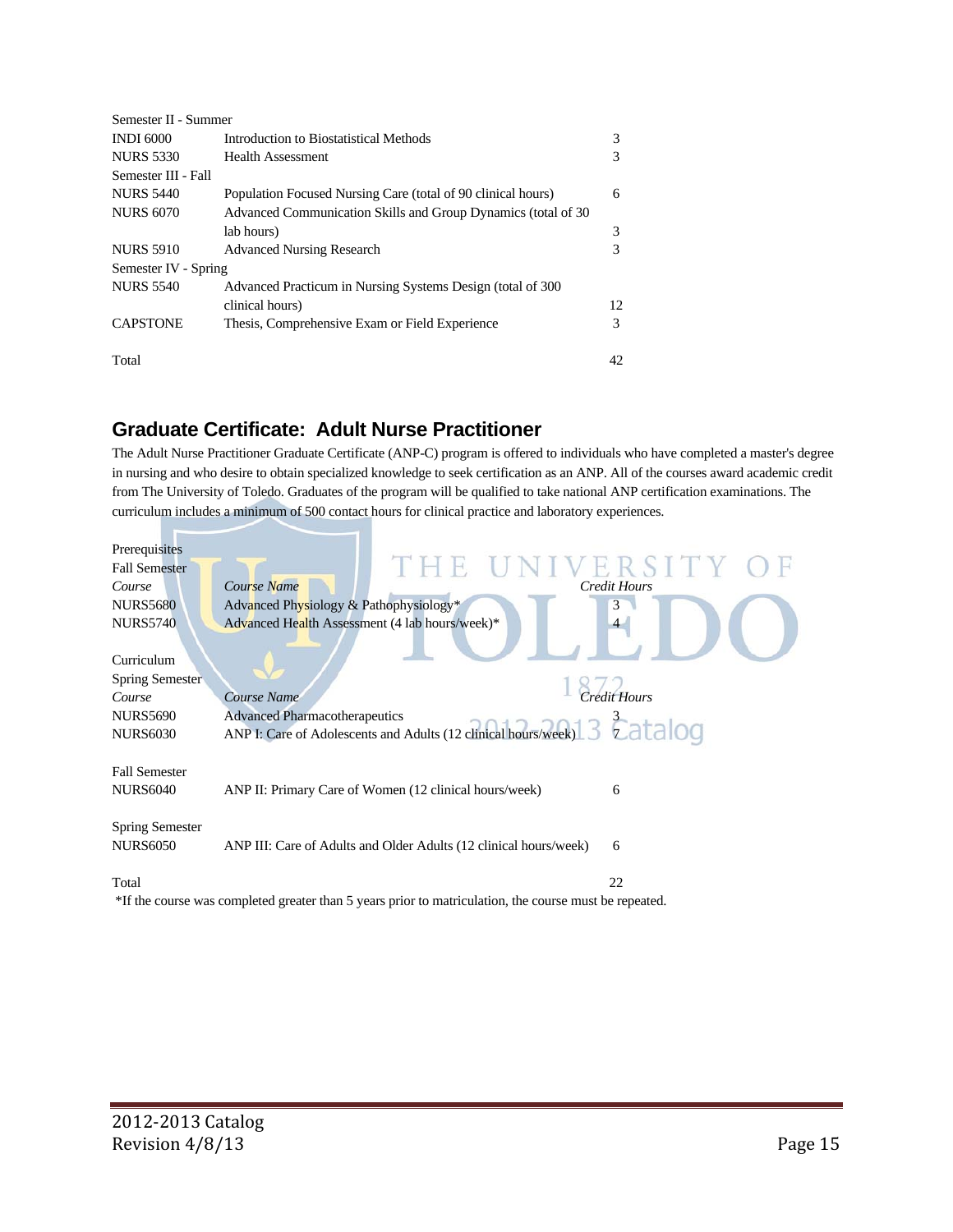| | | |
|---|---|---|
| Semester II - Summer | | |
| INDI 6000 | Introduction to Biostatistical Methods | 3 |
| NURS 5330 | Health Assessment | 3 |
| Semester III - Fall | | |
| NURS 5440 | Population Focused Nursing Care (total of 90 clinical hours) | 6 |
| NURS 6070 | Advanced Communication Skills and Group Dynamics (total of 30 lab hours) | 3 |
| NURS 5910 | Advanced Nursing Research | 3 |
| Semester IV - Spring | | |
| NURS 5540 | Advanced Practicum in Nursing Systems Design (total of 300 clinical hours) | 12 |
| CAPSTONE | Thesis, Comprehensive Exam or Field Experience | 3 |
| Total | | 42 |

## Graduate Certificate: Adult Nurse Practitioner

The Adult Nurse Practitioner Graduate Certificate (ANP-C) program is offered to individuals who have completed a master's degree in nursing and who desire to obtain specialized knowledge to seek certification as an ANP. All of the courses award academic credit from The University of Toledo. Graduates of the program will be qualified to take national ANP certification examinations. The curriculum includes a minimum of 500 contact hours for clinical practice and laboratory experiences.

Prerequisites

Fall Semester

| *Course* | *Course Name* | *Credit Hours* |
|---|---|---|
| NURS5680 | Advanced Physiology & Pathophysiology* | 3 |
| NURS5740 | Advanced Health Assessment (4 lab hours/week)* | 4 |

Curriculum

Spring Semester

| *Course* | *Course Name* | *Credit Hours* |
|---|---|---|
| NURS5690 | Advanced Pharmacotherapeutics | 3 |
| NURS6030 | ANP I: Care of Adolescents and Adults (12 clinical hours/week) | 7 |
| Fall Semester | | |
| NURS6040 | ANP II: Primary Care of Women (12 clinical hours/week) | 6 |
| Spring Semester | | |
| NURS6050 | ANP III: Care of Adults and Older Adults (12 clinical hours/week) | 6 |
| Total | | 22 |

*If the course was completed greater than 5 years prior to matriculation, the course must be repeated.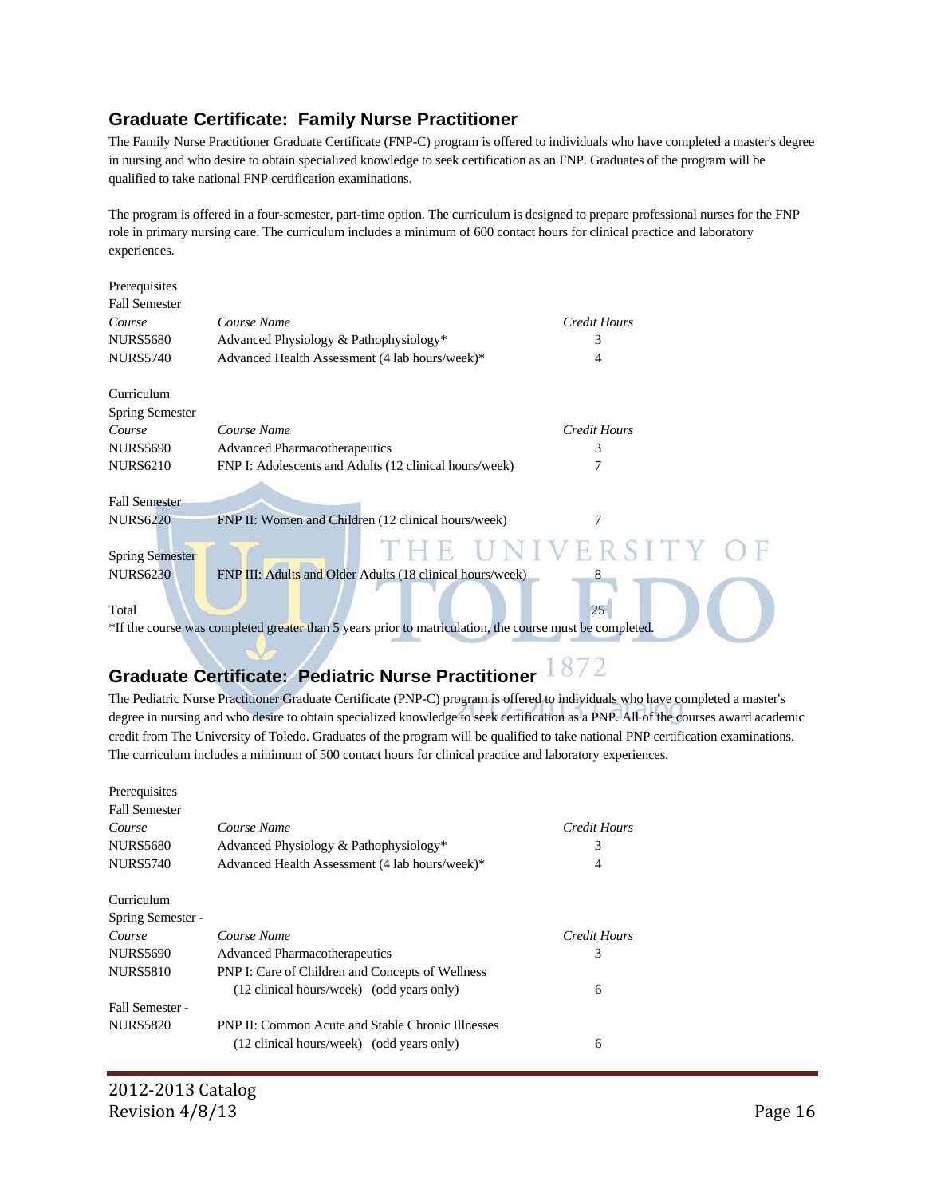## Graduate Certificate: Family Nurse Practitioner

The Family Nurse Practitioner Graduate Certificate (FNP-C) program is offered to individuals who have completed a master's degree in nursing and who desire to obtain specialized knowledge to seek certification as an FNP. Graduates of the program will be qualified to take national FNP certification examinations.

The program is offered in a four-semester, part-time option. The curriculum is designed to prepare professional nurses for the FNP role in primary nursing care. The curriculum includes a minimum of 600 contact hours for clinical practice and laboratory experiences.

Prerequisites
Fall Semester

| *Course* | *Course Name* | *Credit Hours* |
|---|---|---|
| NURS5680 | Advanced Physiology & Pathophysiology* | 3 |
| NURS5740 | Advanced Health Assessment (4 lab hours/week)* | 4 |

Curriculum
Spring Semester

| *Course* | *Course Name* | *Credit Hours* |
|---|---|---|
| NURS5690 | Advanced Pharmacotherapeutics | 3 |
| NURS6210 | FNP I: Adolescents and Adults (12 clinical hours/week) | 7 |
| **Fall Semester** | | |
| NURS6220 | FNP II: Women and Children (12 clinical hours/week) | 7 |
| **Spring Semester** | | |
| NURS6230 | FNP III: Adults and Older Adults (18 clinical hours/week) | 8 |
| Total | | 25 |

*If the course was completed greater than 5 years prior to matriculation, the course must be completed.

## Graduate Certificate: Pediatric Nurse Practitioner

The Pediatric Nurse Practitioner Graduate Certificate (PNP-C) program is offered to individuals who have completed a master's degree in nursing and who desire to obtain specialized knowledge to seek certification as a PNP. All of the courses award academic credit from The University of Toledo. Graduates of the program will be qualified to take national PNP certification examinations. The curriculum includes a minimum of 500 contact hours for clinical practice and laboratory experiences.

Prerequisites
Fall Semester

| *Course* | *Course Name* | *Credit Hours* |
|---|---|---|
| NURS5680 | Advanced Physiology & Pathophysiology* | 3 |
| NURS5740 | Advanced Health Assessment (4 lab hours/week)* | 4 |

Curriculum
Spring Semester -

| *Course* | *Course Name* | *Credit Hours* |
|---|---|---|
| NURS5690 | Advanced Pharmacotherapeutics | 3 |
| NURS5810 | PNP I: Care of Children and Concepts of Wellness (12 clinical hours/week) (odd years only) | 6 |
| **Fall Semester -** | | |
| NURS5820 | PNP II: Common Acute and Stable Chronic Illnesses (12 clinical hours/week) (odd years only) | 6 |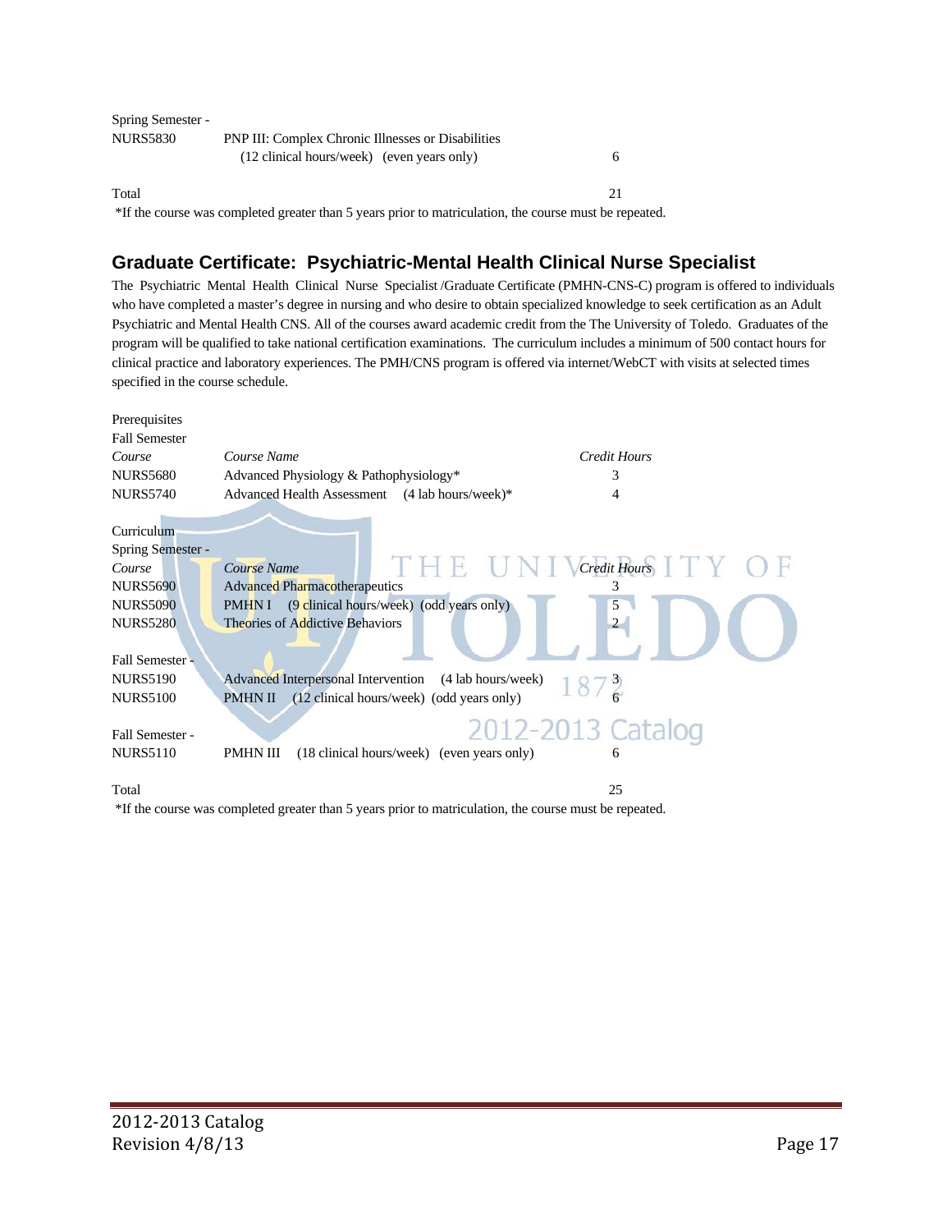Spring Semester -

| | | |
|---|---|---|
| NURS5830 | PNP III: Complex Chronic Illnesses or Disabilities (12 clinical hours/week) (even years only) | 6 |
| Total | | 21 |

*If the course was completed greater than 5 years prior to matriculation, the course must be repeated.

## Graduate Certificate: Psychiatric-Mental Health Clinical Nurse Specialist

The Psychiatric Mental Health Clinical Nurse Specialist /Graduate Certificate (PMHN-CNS-C) program is offered to individuals who have completed a master's degree in nursing and who desire to obtain specialized knowledge to seek certification as an Adult Psychiatric and Mental Health CNS. All of the courses award academic credit from the The University of Toledo. Graduates of the program will be qualified to take national certification examinations. The curriculum includes a minimum of 500 contact hours for clinical practice and laboratory experiences. The PMH/CNS program is offered via internet/WebCT with visits at selected times specified in the course schedule.

Prerequisites

Fall Semester

| *Course* | *Course Name* | *Credit Hours* |
|---|---|---|
| NURS5680 | Advanced Physiology & Pathophysiology* | 3 |
| NURS5740 | Advanced Health Assessment (4 lab hours/week)* | 4 |

Curriculum

Spring Semester -

| *Course* | *Course Name* | *Credit Hours* |
|---|---|---|
| NURS5690 | Advanced Pharmacotherapeutics | 3 |
| NURS5090 | PMHN I (9 clinical hours/week) (odd years only) | 5 |
| NURS5280 | Theories of Addictive Behaviors | 2 |
| **Fall Semester -** | | |
| NURS5190 | Advanced Interpersonal Intervention (4 lab hours/week) | 3 |
| NURS5100 | PMHN II (12 clinical hours/week) (odd years only) | 6 |
| **Fall Semester -** | | |
| NURS5110 | PMHN III (18 clinical hours/week) (even years only) | 6 |
| Total | | 25 |

*If the course was completed greater than 5 years prior to matriculation, the course must be repeated.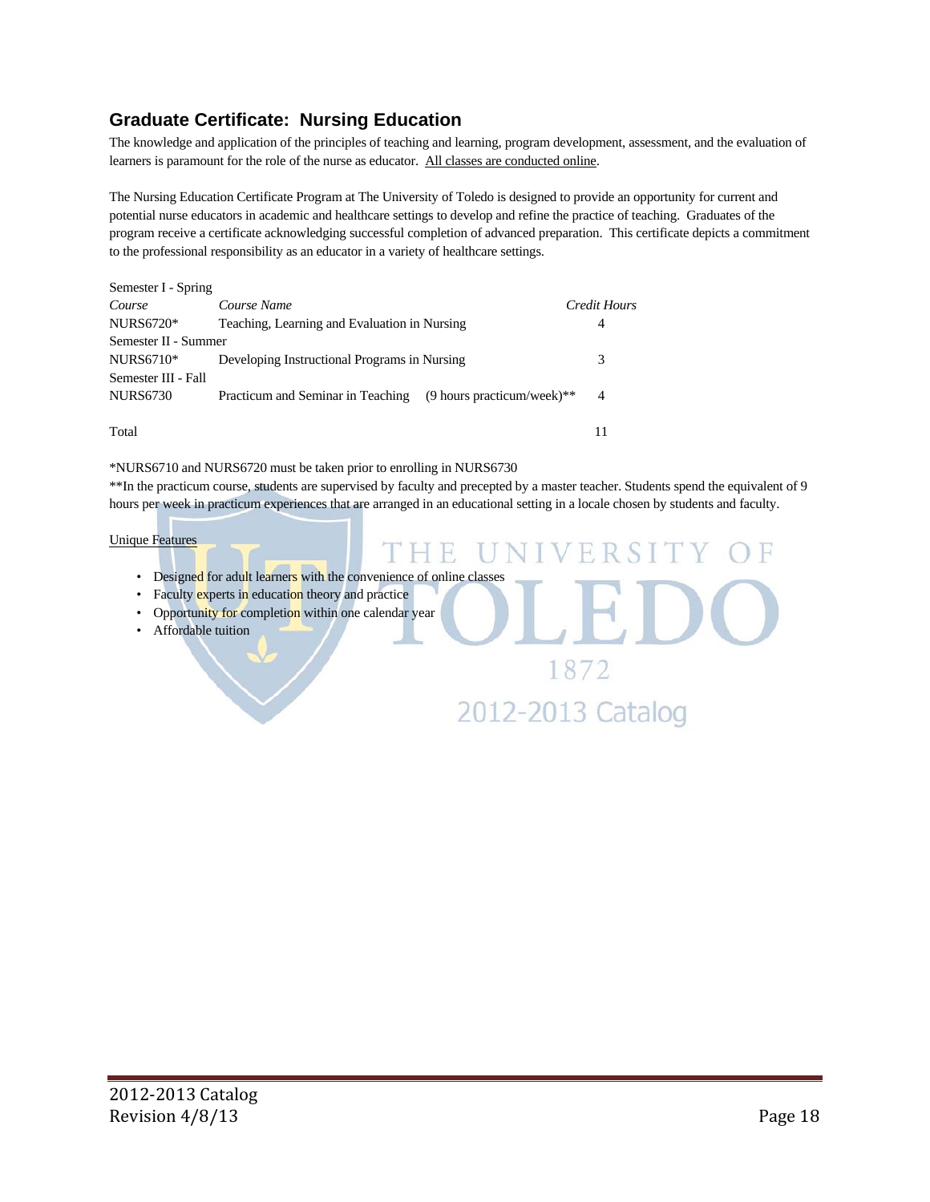## Graduate Certificate: Nursing Education

The knowledge and application of the principles of teaching and learning, program development, assessment, and the evaluation of learners is paramount for the role of the nurse as educator. All classes are conducted online.

The Nursing Education Certificate Program at The University of Toledo is designed to provide an opportunity for current and potential nurse educators in academic and healthcare settings to develop and refine the practice of teaching. Graduates of the program receive a certificate acknowledging successful completion of advanced preparation. This certificate depicts a commitment to the professional responsibility as an educator in a variety of healthcare settings.

| Semester I - Spring | | |
|---|---|---|
| *Course* | *Course Name* | *Credit Hours* |
| NURS6720* | Teaching, Learning and Evaluation in Nursing | 4 |
| Semester II - Summer | | |
| NURS6710* | Developing Instructional Programs in Nursing | 3 |
| Semester III - Fall | | |
| NURS6730 | Practicum and Seminar in Teaching (9 hours practicum/week)** | 4 |
| Total | | 11 |

*NURS6710 and NURS6720 must be taken prior to enrolling in NURS6730

**In the practicum course, students are supervised by faculty and precepted by a master teacher. Students spend the equivalent of 9 hours per week in practicum experiences that are arranged in an educational setting in a locale chosen by students and faculty.

Unique Features

- Designed for adult learners with the convenience of online classes
- Faculty experts in education theory and practice
- Opportunity for completion within one calendar year
- Affordable tuition